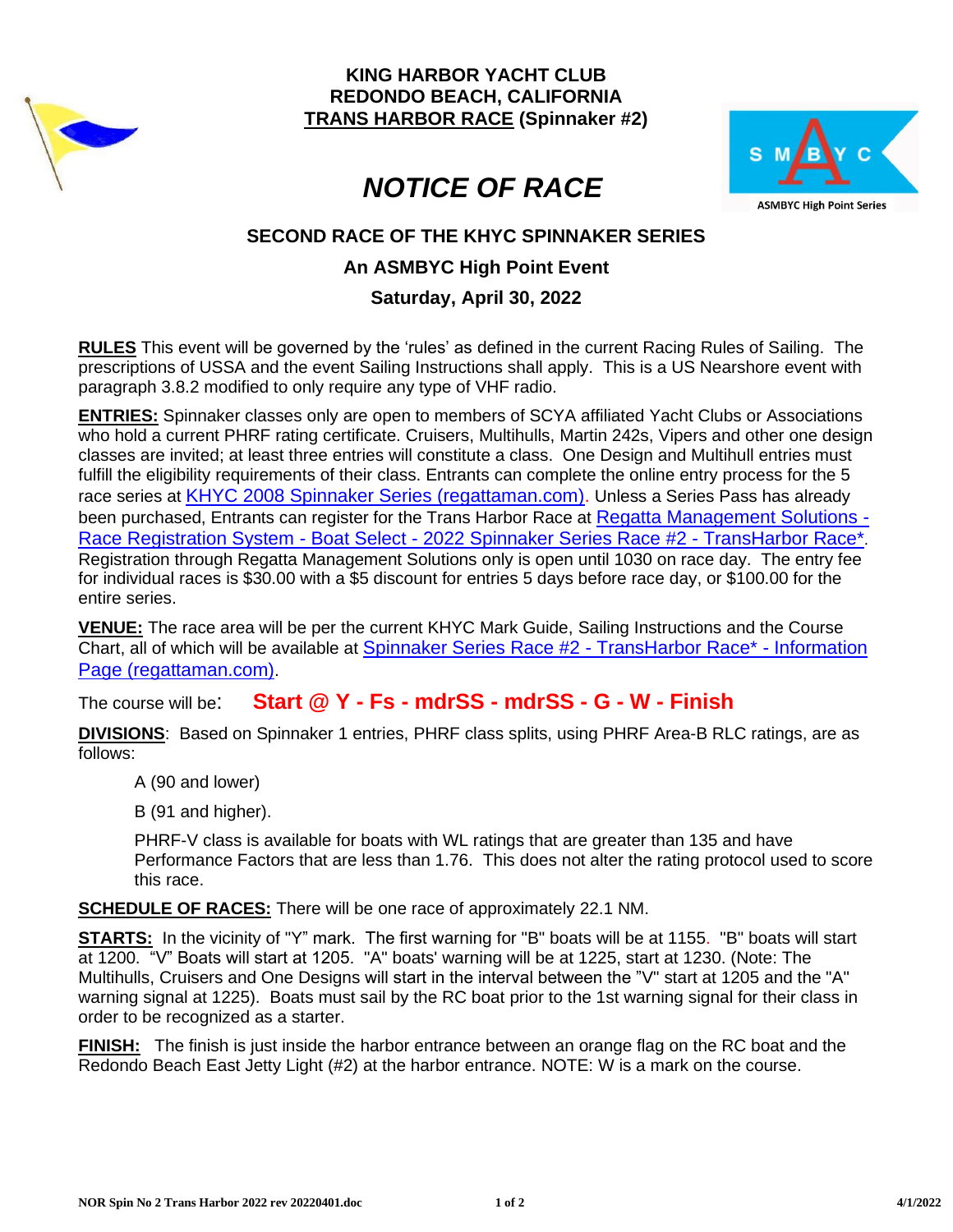**KING HARBOR YACHT CLUB**
**REDONDO BEACH, CALIFORNIA**
**TRANS HARBOR RACE (Spinnaker #2)**

# *NOTICE OF RACE*

S M B Y C
ASMBYC High Point Series

## SECOND RACE OF THE KHYC SPINNAKER SERIES

### An ASMBYC High Point Event

### Saturday, April 30, 2022

**RULES** This event will be governed by the 'rules' as defined in the current Racing Rules of Sailing. The prescriptions of USSA and the event Sailing Instructions shall apply. This is a US Nearshore event with paragraph 3.8.2 modified to only require any type of VHF radio.

**ENTRIES:** Spinnaker classes only are open to members of SCYA affiliated Yacht Clubs or Associations who hold a current PHRF rating certificate. Cruisers, Multihulls, Martin 242s, Vipers and other one design classes are invited; at least three entries will constitute a class. One Design and Multihull entries must fulfill the eligibility requirements of their class. Entrants can complete the online entry process for the 5 race series at KHYC 2008 Spinnaker Series (regattaman.com). Unless a Series Pass has already been purchased, Entrants can register for the Trans Harbor Race at Regatta Management Solutions - Race Registration System - Boat Select - 2022 Spinnaker Series Race #2 - TransHarbor Race*. Registration through Regatta Management Solutions only is open until 1030 on race day. The entry fee for individual races is $30.00 with a $5 discount for entries 5 days before race day, or $100.00 for the entire series.

**VENUE:** The race area will be per the current KHYC Mark Guide, Sailing Instructions and the Course Chart, all of which will be available at Spinnaker Series Race #2 - TransHarbor Race* - Information Page (regattaman.com).

The course will be: **Start @ Y - Fs - mdrSS - mdrSS - G - W - Finish**

**DIVISIONS**: Based on Spinnaker 1 entries, PHRF class splits, using PHRF Area-B RLC ratings, are as follows:

A (90 and lower)

B (91 and higher).

PHRF-V class is available for boats with WL ratings that are greater than 135 and have Performance Factors that are less than 1.76. This does not alter the rating protocol used to score this race.

**SCHEDULE OF RACES:** There will be one race of approximately 22.1 NM.

**STARTS:** In the vicinity of "Y" mark. The first warning for "B" boats will be at 1155. "B" boats will start at 1200. "V" Boats will start at 1205. "A" boats' warning will be at 1225, start at 1230. (Note: The Multihulls, Cruisers and One Designs will start in the interval between the "V" start at 1205 and the "A" warning signal at 1225). Boats must sail by the RC boat prior to the 1st warning signal for their class in order to be recognized as a starter.

**FINISH:** The finish is just inside the harbor entrance between an orange flag on the RC boat and the Redondo Beach East Jetty Light (#2) at the harbor entrance. NOTE: W is a mark on the course.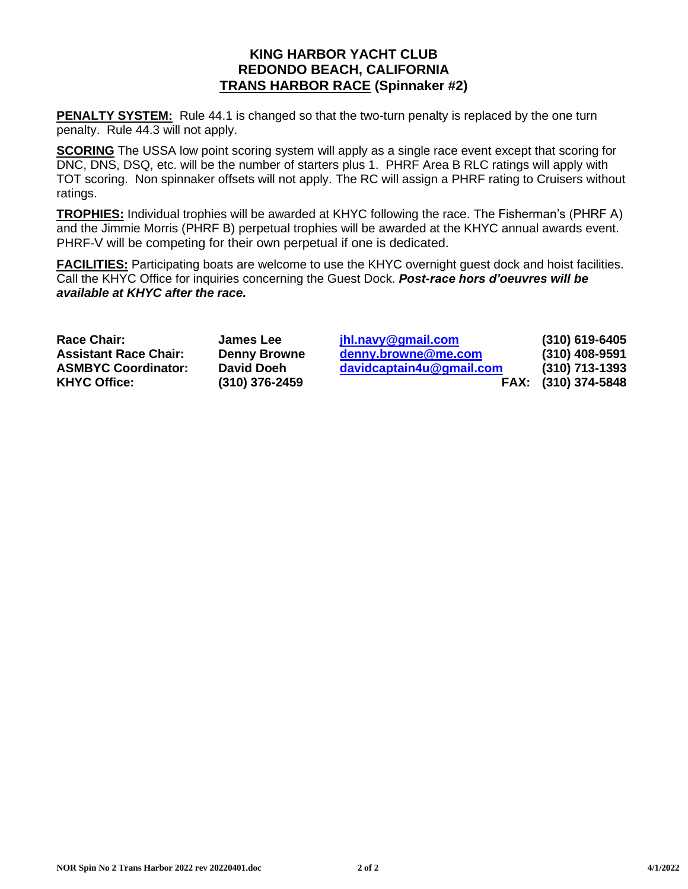# KING HARBOR YACHT CLUB
## REDONDO BEACH, CALIFORNIA
## TRANS HARBOR RACE (Spinnaker #2)

**PENALTY SYSTEM:** Rule 44.1 is changed so that the two-turn penalty is replaced by the one turn penalty. Rule 44.3 will not apply.

**SCORING** The USSA low point scoring system will apply as a single race event except that scoring for DNC, DNS, DSQ, etc. will be the number of starters plus 1. PHRF Area B RLC ratings will apply with TOT scoring. Non spinnaker offsets will not apply. The RC will assign a PHRF rating to Cruisers without ratings.

**TROPHIES:** Individual trophies will be awarded at KHYC following the race. The Fisherman's (PHRF A) and the Jimmie Morris (PHRF B) perpetual trophies will be awarded at the KHYC annual awards event. PHRF-V will be competing for their own perpetual if one is dedicated.

**FACILITIES:** Participating boats are welcome to use the KHYC overnight guest dock and hoist facilities. Call the KHYC Office for inquiries concerning the Guest Dock. ***Post-race hors d'oeuvres will be available at KHYC after the race.***

| | | | |
|---|---|---|---|
| **Race Chair:** | **James Lee** | **jhl.navy@gmail.com** | **(310) 619-6405** |
| **Assistant Race Chair:** | **Denny Browne** | **denny.browne@me.com** | **(310) 408-9591** |
| **ASMBYC Coordinator:** | **David Doeh** | **davidcaptain4u@gmail.com** | **(310) 713-1393** |
| **KHYC Office:** | **(310) 376-2459** | | **FAX: (310) 374-5848** |